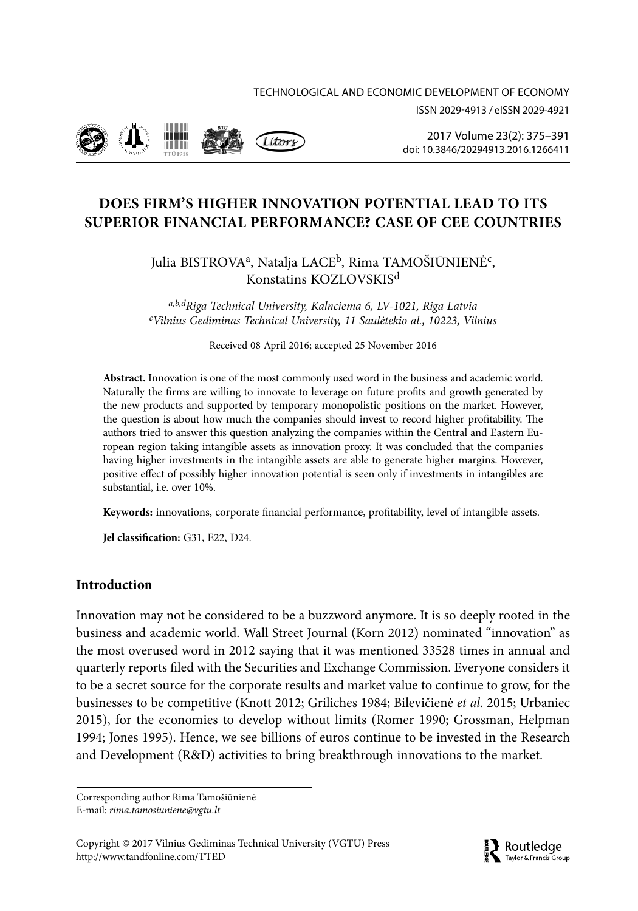# DOES FIRM'S HIGHER INNOVATION POTENTIAL LEAD TO ITS SUPERIOR FINANCIAL PERFORMANCE? CASE OF CEE COUNTRIES

Julia BISTROVA[a], Natalja LACE[b], Rima TAMOŠIŪNIENĖ[c], Konstatins KOZLOVSKIS[d]

*[a,b,d]Riga Technical University, Kalnciema 6, LV-1021, Riga Latvia*
*[c]Vilnius Gediminas Technical University, 11 Saulėtekio al., 10223, Vilnius*

Received 08 April 2016; accepted 25 November 2016

**Abstract.** Innovation is one of the most commonly used word in the business and academic world. Naturally the firms are willing to innovate to leverage on future profits and growth generated by the new products and supported by temporary monopolistic positions on the market. However, the question is about how much the companies should invest to record higher profitability. The authors tried to answer this question analyzing the companies within the Central and Eastern European region taking intangible assets as innovation proxy. It was concluded that the companies having higher investments in the intangible assets are able to generate higher margins. However, positive effect of possibly higher innovation potential is seen only if investments in intangibles are substantial, i.e. over 10%.

**Keywords:** innovations, corporate financial performance, profitability, level of intangible assets.

**Jel classification:** G31, E22, D24.

## Introduction

Innovation may not be considered to be a buzzword anymore. It is so deeply rooted in the business and academic world. Wall Street Journal (Korn 2012) nominated "innovation" as the most overused word in 2012 saying that it was mentioned 33528 times in annual and quarterly reports filed with the Securities and Exchange Commission. Everyone considers it to be a secret source for the corporate results and market value to continue to grow, for the businesses to be competitive (Knott 2012; Griliches 1984; Bilevičienė *et al.* 2015; Urbaniec 2015), for the economies to develop without limits (Romer 1990; Grossman, Helpman 1994; Jones 1995). Hence, we see billions of euros continue to be invested in the Research and Development (R&D) activities to bring breakthrough innovations to the market.

Corresponding author Rima Tamošiūnienė
E-mail: *rima.tamosiuniene@vgtu.lt*

Copyright © 2017 Vilnius Gediminas Technical University (VGTU) Press
http://www.tandfonline.com/TTED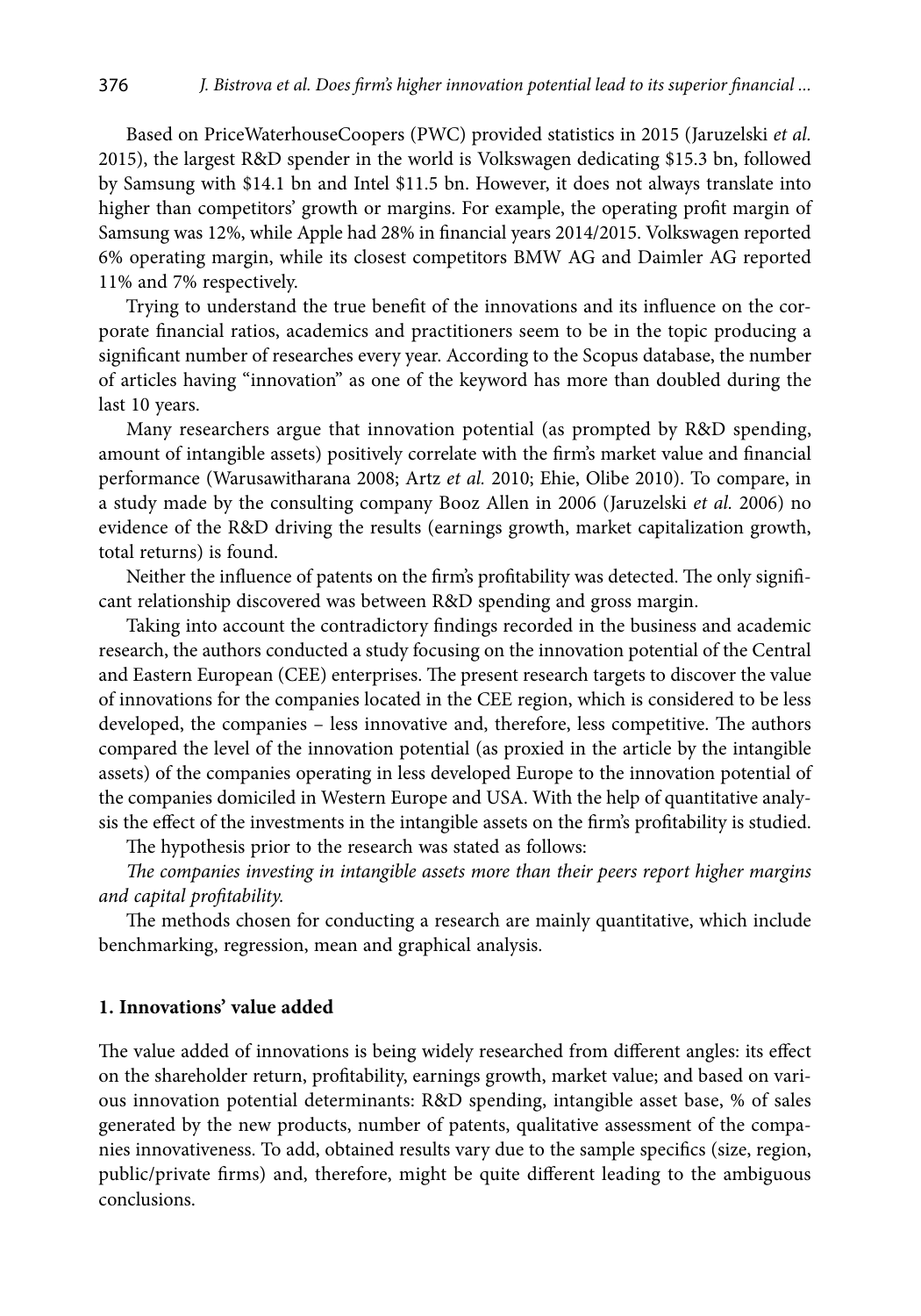Based on PriceWaterhouseCoopers (PWC) provided statistics in 2015 (Jaruzelski *et al.* 2015), the largest R&D spender in the world is Volkswagen dedicating $15.3 bn, followed by Samsung with $14.1 bn and Intel $11.5 bn. However, it does not always translate into higher than competitors' growth or margins. For example, the operating profit margin of Samsung was 12%, while Apple had 28% in financial years 2014/2015. Volkswagen reported 6% operating margin, while its closest competitors BMW AG and Daimler AG reported 11% and 7% respectively.

Trying to understand the true benefit of the innovations and its influence on the corporate financial ratios, academics and practitioners seem to be in the topic producing a significant number of researches every year. According to the Scopus database, the number of articles having "innovation" as one of the keyword has more than doubled during the last 10 years.

Many researchers argue that innovation potential (as prompted by R&D spending, amount of intangible assets) positively correlate with the firm's market value and financial performance (Warusawitharana 2008; Artz *et al.* 2010; Ehie, Olibe 2010). To compare, in a study made by the consulting company Booz Allen in 2006 (Jaruzelski *et al.* 2006) no evidence of the R&D driving the results (earnings growth, market capitalization growth, total returns) is found.

Neither the influence of patents on the firm's profitability was detected. The only significant relationship discovered was between R&D spending and gross margin.

Taking into account the contradictory findings recorded in the business and academic research, the authors conducted a study focusing on the innovation potential of the Central and Eastern European (CEE) enterprises. The present research targets to discover the value of innovations for the companies located in the CEE region, which is considered to be less developed, the companies – less innovative and, therefore, less competitive. The authors compared the level of the innovation potential (as proxied in the article by the intangible assets) of the companies operating in less developed Europe to the innovation potential of the companies domiciled in Western Europe and USA. With the help of quantitative analysis the effect of the investments in the intangible assets on the firm's profitability is studied.

The hypothesis prior to the research was stated as follows:

*The companies investing in intangible assets more than their peers report higher margins and capital profitability.*

The methods chosen for conducting a research are mainly quantitative, which include benchmarking, regression, mean and graphical analysis.

## 1. Innovations' value added

The value added of innovations is being widely researched from different angles: its effect on the shareholder return, profitability, earnings growth, market value; and based on various innovation potential determinants: R&D spending, intangible asset base, % of sales generated by the new products, number of patents, qualitative assessment of the companies innovativeness. To add, obtained results vary due to the sample specifics (size, region, public/private firms) and, therefore, might be quite different leading to the ambiguous conclusions.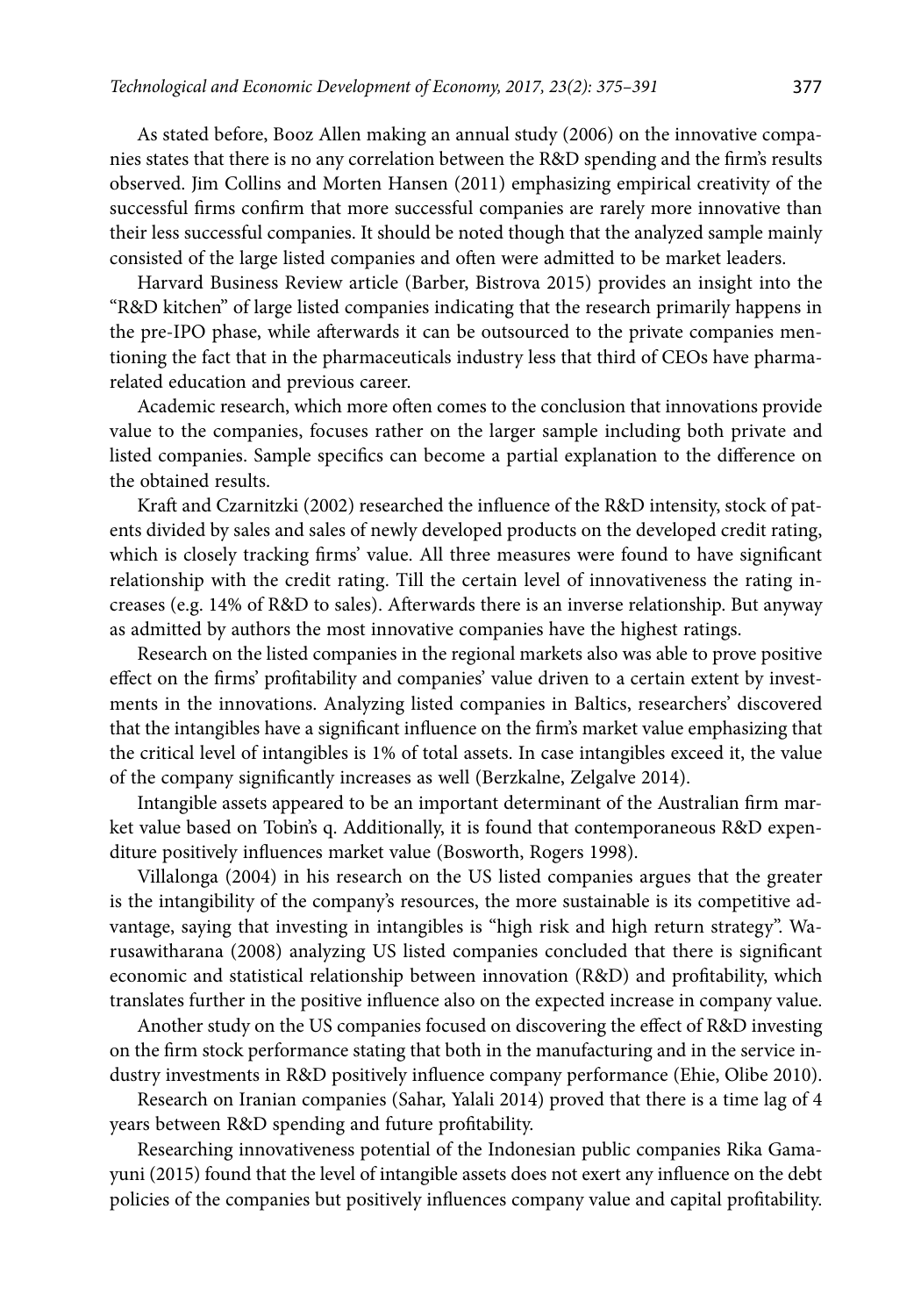As stated before, Booz Allen making an annual study (2006) on the innovative companies states that there is no any correlation between the R&D spending and the firm's results observed. Jim Collins and Morten Hansen (2011) emphasizing empirical creativity of the successful firms confirm that more successful companies are rarely more innovative than their less successful companies. It should be noted though that the analyzed sample mainly consisted of the large listed companies and often were admitted to be market leaders.

Harvard Business Review article (Barber, Bistrova 2015) provides an insight into the "R&D kitchen" of large listed companies indicating that the research primarily happens in the pre-IPO phase, while afterwards it can be outsourced to the private companies mentioning the fact that in the pharmaceuticals industry less that third of CEOs have pharma-related education and previous career.

Academic research, which more often comes to the conclusion that innovations provide value to the companies, focuses rather on the larger sample including both private and listed companies. Sample specifics can become a partial explanation to the difference on the obtained results.

Kraft and Czarnitzki (2002) researched the influence of the R&D intensity, stock of patents divided by sales and sales of newly developed products on the developed credit rating, which is closely tracking firms' value. All three measures were found to have significant relationship with the credit rating. Till the certain level of innovativeness the rating increases (e.g. 14% of R&D to sales). Afterwards there is an inverse relationship. But anyway as admitted by authors the most innovative companies have the highest ratings.

Research on the listed companies in the regional markets also was able to prove positive effect on the firms' profitability and companies' value driven to a certain extent by investments in the innovations. Analyzing listed companies in Baltics, researchers' discovered that the intangibles have a significant influence on the firm's market value emphasizing that the critical level of intangibles is 1% of total assets. In case intangibles exceed it, the value of the company significantly increases as well (Berzkalne, Zelgalve 2014).

Intangible assets appeared to be an important determinant of the Australian firm market value based on Tobin's q. Additionally, it is found that contemporaneous R&D expenditure positively influences market value (Bosworth, Rogers 1998).

Villalonga (2004) in his research on the US listed companies argues that the greater is the intangibility of the company's resources, the more sustainable is its competitive advantage, saying that investing in intangibles is "high risk and high return strategy". Warusawitharana (2008) analyzing US listed companies concluded that there is significant economic and statistical relationship between innovation (R&D) and profitability, which translates further in the positive influence also on the expected increase in company value.

Another study on the US companies focused on discovering the effect of R&D investing on the firm stock performance stating that both in the manufacturing and in the service industry investments in R&D positively influence company performance (Ehie, Olibe 2010).

Research on Iranian companies (Sahar, Yalali 2014) proved that there is a time lag of 4 years between R&D spending and future profitability.

Researching innovativeness potential of the Indonesian public companies Rika Gamayuni (2015) found that the level of intangible assets does not exert any influence on the debt policies of the companies but positively influences company value and capital profitability.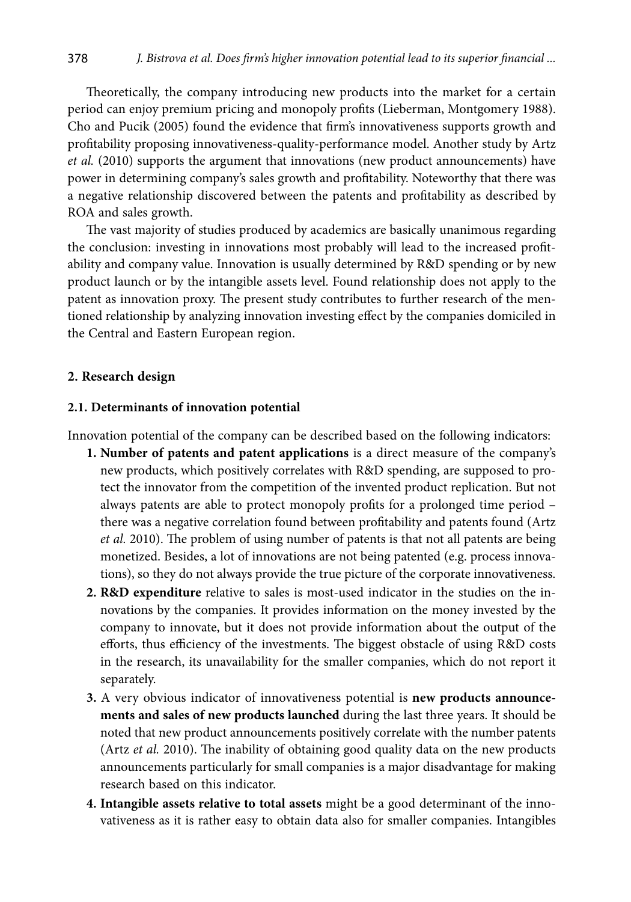Theoretically, the company introducing new products into the market for a certain period can enjoy premium pricing and monopoly profits (Lieberman, Montgomery 1988). Cho and Pucik (2005) found the evidence that firm's innovativeness supports growth and profitability proposing innovativeness-quality-performance model. Another study by Artz *et al.* (2010) supports the argument that innovations (new product announcements) have power in determining company's sales growth and profitability. Noteworthy that there was a negative relationship discovered between the patents and profitability as described by ROA and sales growth.

The vast majority of studies produced by academics are basically unanimous regarding the conclusion: investing in innovations most probably will lead to the increased profitability and company value. Innovation is usually determined by R&D spending or by new product launch or by the intangible assets level. Found relationship does not apply to the patent as innovation proxy. The present study contributes to further research of the mentioned relationship by analyzing innovation investing effect by the companies domiciled in the Central and Eastern European region.

## 2. Research design

### 2.1. Determinants of innovation potential

Innovation potential of the company can be described based on the following indicators:

1. **Number of patents and patent applications** is a direct measure of the company's new products, which positively correlates with R&D spending, are supposed to protect the innovator from the competition of the invented product replication. But not always patents are able to protect monopoly profits for a prolonged time period – there was a negative correlation found between profitability and patents found (Artz *et al.* 2010). The problem of using number of patents is that not all patents are being monetized. Besides, a lot of innovations are not being patented (e.g. process innovations), so they do not always provide the true picture of the corporate innovativeness.
2. **R&D expenditure** relative to sales is most-used indicator in the studies on the innovations by the companies. It provides information on the money invested by the company to innovate, but it does not provide information about the output of the efforts, thus efficiency of the investments. The biggest obstacle of using R&D costs in the research, its unavailability for the smaller companies, which do not report it separately.
3. A very obvious indicator of innovativeness potential is **new products announcements and sales of new products launched** during the last three years. It should be noted that new product announcements positively correlate with the number patents (Artz *et al.* 2010). The inability of obtaining good quality data on the new products announcements particularly for small companies is a major disadvantage for making research based on this indicator.
4. **Intangible assets relative to total assets** might be a good determinant of the innovativeness as it is rather easy to obtain data also for smaller companies. Intangibles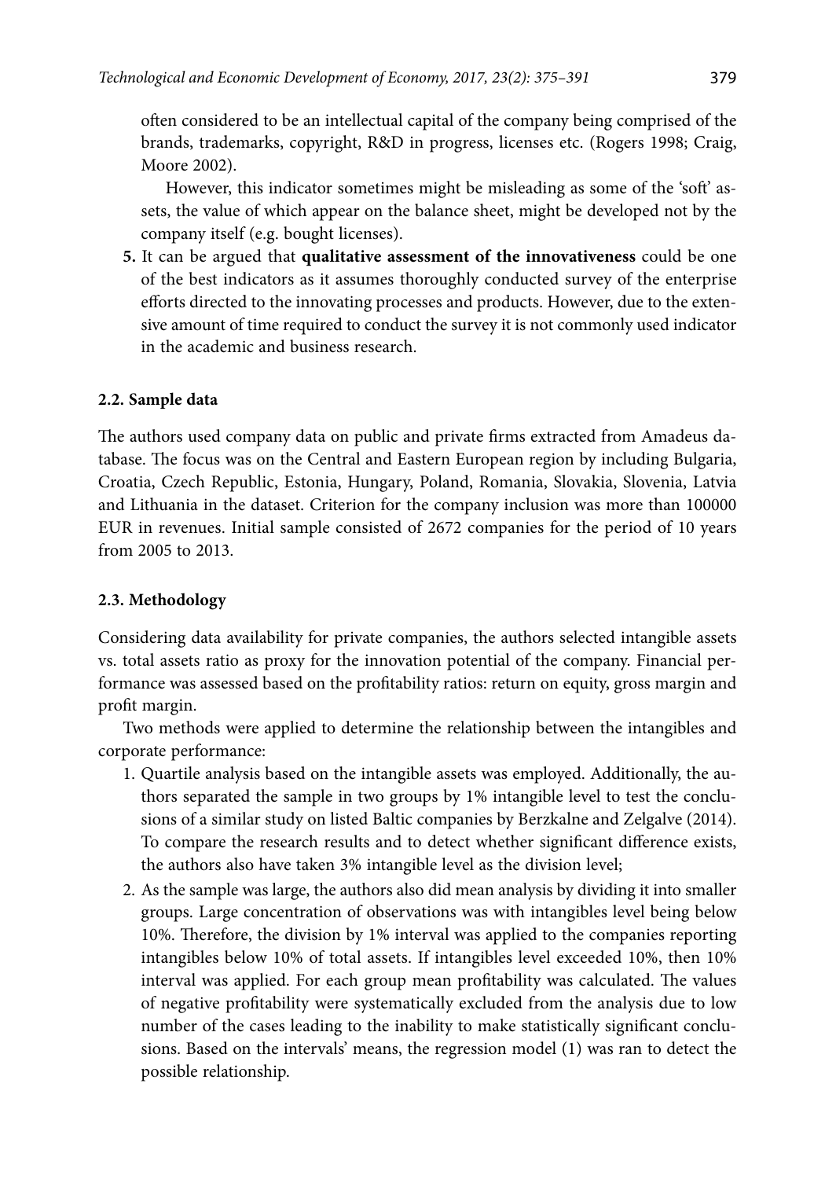often considered to be an intellectual capital of the company being comprised of the brands, trademarks, copyright, R&D in progress, licenses etc. (Rogers 1998; Craig, Moore 2002).

However, this indicator sometimes might be misleading as some of the 'soft' assets, the value of which appear on the balance sheet, might be developed not by the company itself (e.g. bought licenses).

5. It can be argued that **qualitative assessment of the innovativeness** could be one of the best indicators as it assumes thoroughly conducted survey of the enterprise efforts directed to the innovating processes and products. However, due to the extensive amount of time required to conduct the survey it is not commonly used indicator in the academic and business research.

### 2.2. Sample data

The authors used company data on public and private firms extracted from Amadeus database. The focus was on the Central and Eastern European region by including Bulgaria, Croatia, Czech Republic, Estonia, Hungary, Poland, Romania, Slovakia, Slovenia, Latvia and Lithuania in the dataset. Criterion for the company inclusion was more than 100000 EUR in revenues. Initial sample consisted of 2672 companies for the period of 10 years from 2005 to 2013.

### 2.3. Methodology

Considering data availability for private companies, the authors selected intangible assets vs. total assets ratio as proxy for the innovation potential of the company. Financial performance was assessed based on the profitability ratios: return on equity, gross margin and profit margin.

Two methods were applied to determine the relationship between the intangibles and corporate performance:

1. Quartile analysis based on the intangible assets was employed. Additionally, the authors separated the sample in two groups by 1% intangible level to test the conclusions of a similar study on listed Baltic companies by Berzkalne and Zelgalve (2014). To compare the research results and to detect whether significant difference exists, the authors also have taken 3% intangible level as the division level;
2. As the sample was large, the authors also did mean analysis by dividing it into smaller groups. Large concentration of observations was with intangibles level being below 10%. Therefore, the division by 1% interval was applied to the companies reporting intangibles below 10% of total assets. If intangibles level exceeded 10%, then 10% interval was applied. For each group mean profitability was calculated. The values of negative profitability were systematically excluded from the analysis due to low number of the cases leading to the inability to make statistically significant conclusions. Based on the intervals' means, the regression model (1) was ran to detect the possible relationship.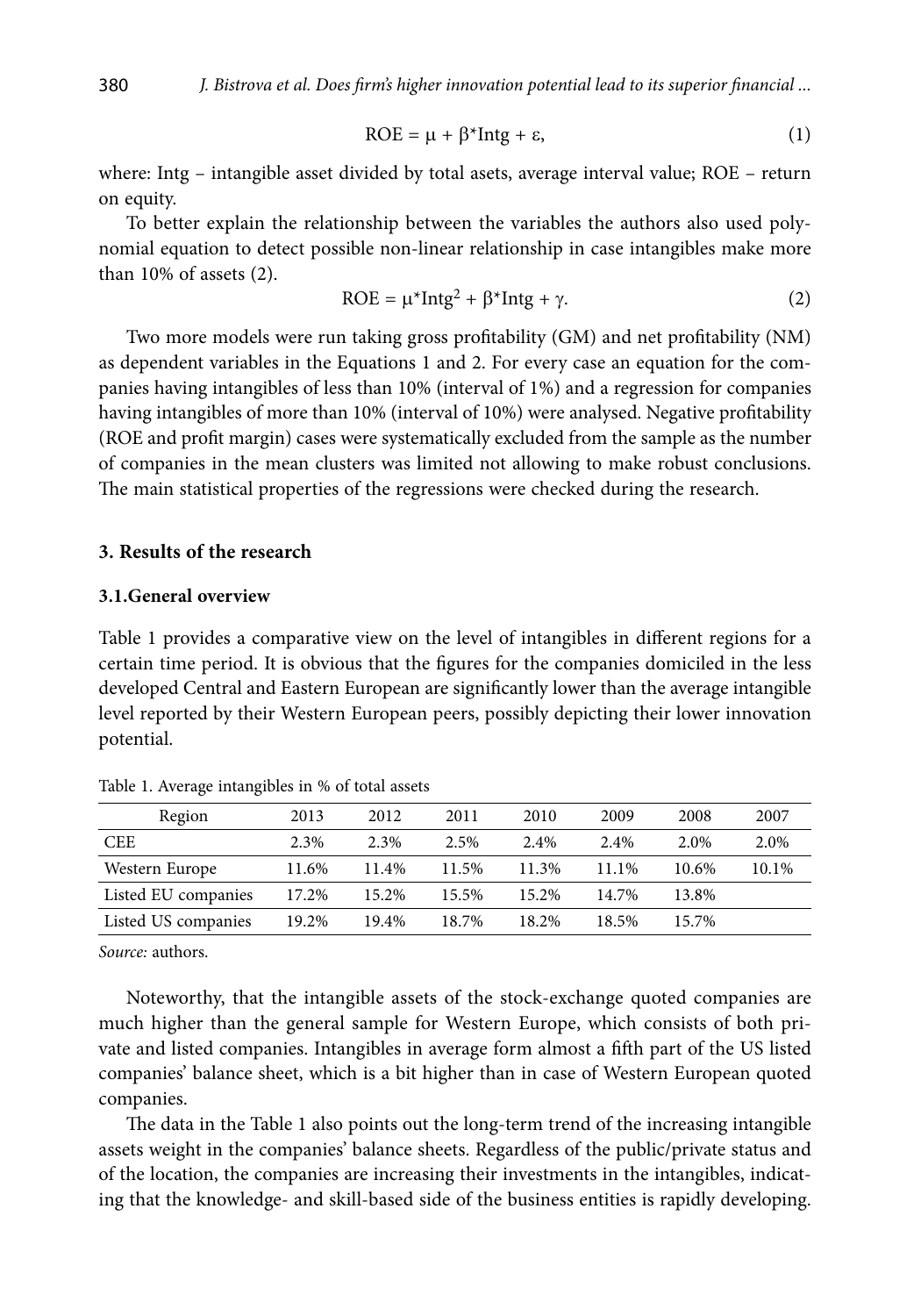$$\text{ROE} = \mu + \beta^*\text{Intg} + \varepsilon, \tag{1}$$

where: Intg – intangible asset divided by total asets, average interval value; ROE – return on equity.

To better explain the relationship between the variables the authors also used polynomial equation to detect possible non-linear relationship in case intangibles make more than 10% of assets (2).

$$\text{ROE} = \mu^*\text{Intg}^2 + \beta^*\text{Intg} + \gamma. \tag{2}$$

Two more models were run taking gross profitability (GM) and net profitability (NM) as dependent variables in the Equations 1 and 2. For every case an equation for the companies having intangibles of less than 10% (interval of 1%) and a regression for companies having intangibles of more than 10% (interval of 10%) were analysed. Negative profitability (ROE and profit margin) cases were systematically excluded from the sample as the number of companies in the mean clusters was limited not allowing to make robust conclusions. The main statistical properties of the regressions were checked during the research.

## 3. Results of the research

### 3.1.General overview

Table 1 provides a comparative view on the level of intangibles in different regions for a certain time period. It is obvious that the figures for the companies domiciled in the less developed Central and Eastern European are significantly lower than the average intangible level reported by their Western European peers, possibly depicting their lower innovation potential.

Table 1. Average intangibles in % of total assets

| Region | 2013 | 2012 | 2011 | 2010 | 2009 | 2008 | 2007 |
|---|---|---|---|---|---|---|---|
| CEE | 2.3% | 2.3% | 2.5% | 2.4% | 2.4% | 2.0% | 2.0% |
| Western Europe | 11.6% | 11.4% | 11.5% | 11.3% | 11.1% | 10.6% | 10.1% |
| Listed EU companies | 17.2% | 15.2% | 15.5% | 15.2% | 14.7% | 13.8% | |
| Listed US companies | 19.2% | 19.4% | 18.7% | 18.2% | 18.5% | 15.7% | |

*Source:* authors.

Noteworthy, that the intangible assets of the stock-exchange quoted companies are much higher than the general sample for Western Europe, which consists of both private and listed companies. Intangibles in average form almost a fifth part of the US listed companies' balance sheet, which is a bit higher than in case of Western European quoted companies.

The data in the Table 1 also points out the long-term trend of the increasing intangible assets weight in the companies' balance sheets. Regardless of the public/private status and of the location, the companies are increasing their investments in the intangibles, indicating that the knowledge- and skill-based side of the business entities is rapidly developing.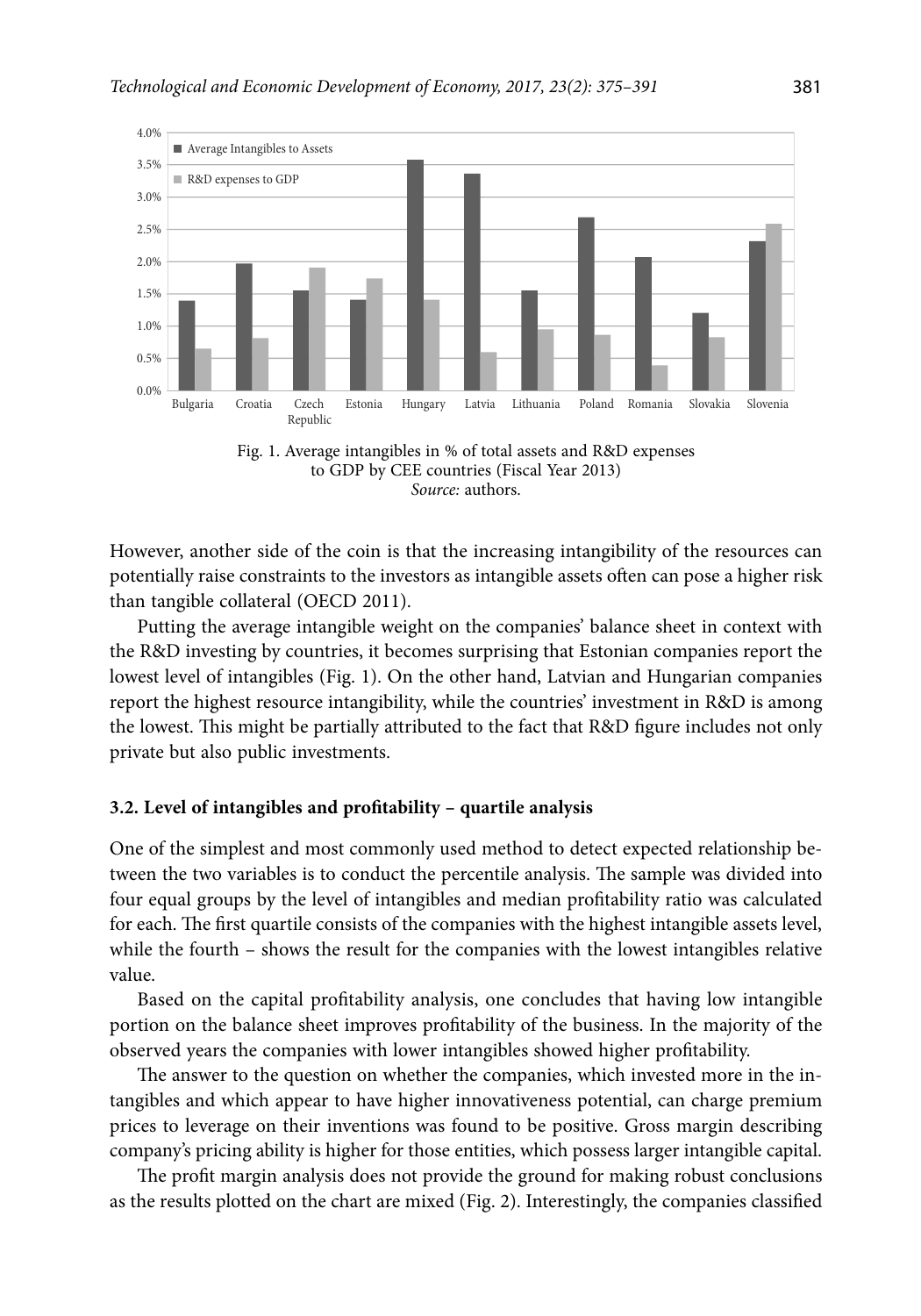Fig. 1. Average intangibles in % of total assets and R&D expenses to GDP by CEE countries (Fiscal Year 2013)
*Source:* authors.

However, another side of the coin is that the increasing intangibility of the resources can potentially raise constraints to the investors as intangible assets often can pose a higher risk than tangible collateral (OECD 2011).

Putting the average intangible weight on the companies' balance sheet in context with the R&D investing by countries, it becomes surprising that Estonian companies report the lowest level of intangibles (Fig. 1). On the other hand, Latvian and Hungarian companies report the highest resource intangibility, while the countries' investment in R&D is among the lowest. This might be partially attributed to the fact that R&D figure includes not only private but also public investments.

### 3.2. Level of intangibles and profitability – quartile analysis

One of the simplest and most commonly used method to detect expected relationship between the two variables is to conduct the percentile analysis. The sample was divided into four equal groups by the level of intangibles and median profitability ratio was calculated for each. The first quartile consists of the companies with the highest intangible assets level, while the fourth – shows the result for the companies with the lowest intangibles relative value.

Based on the capital profitability analysis, one concludes that having low intangible portion on the balance sheet improves profitability of the business. In the majority of the observed years the companies with lower intangibles showed higher profitability.

The answer to the question on whether the companies, which invested more in the intangibles and which appear to have higher innovativeness potential, can charge premium prices to leverage on their inventions was found to be positive. Gross margin describing company's pricing ability is higher for those entities, which possess larger intangible capital.

The profit margin analysis does not provide the ground for making robust conclusions as the results plotted on the chart are mixed (Fig. 2). Interestingly, the companies classified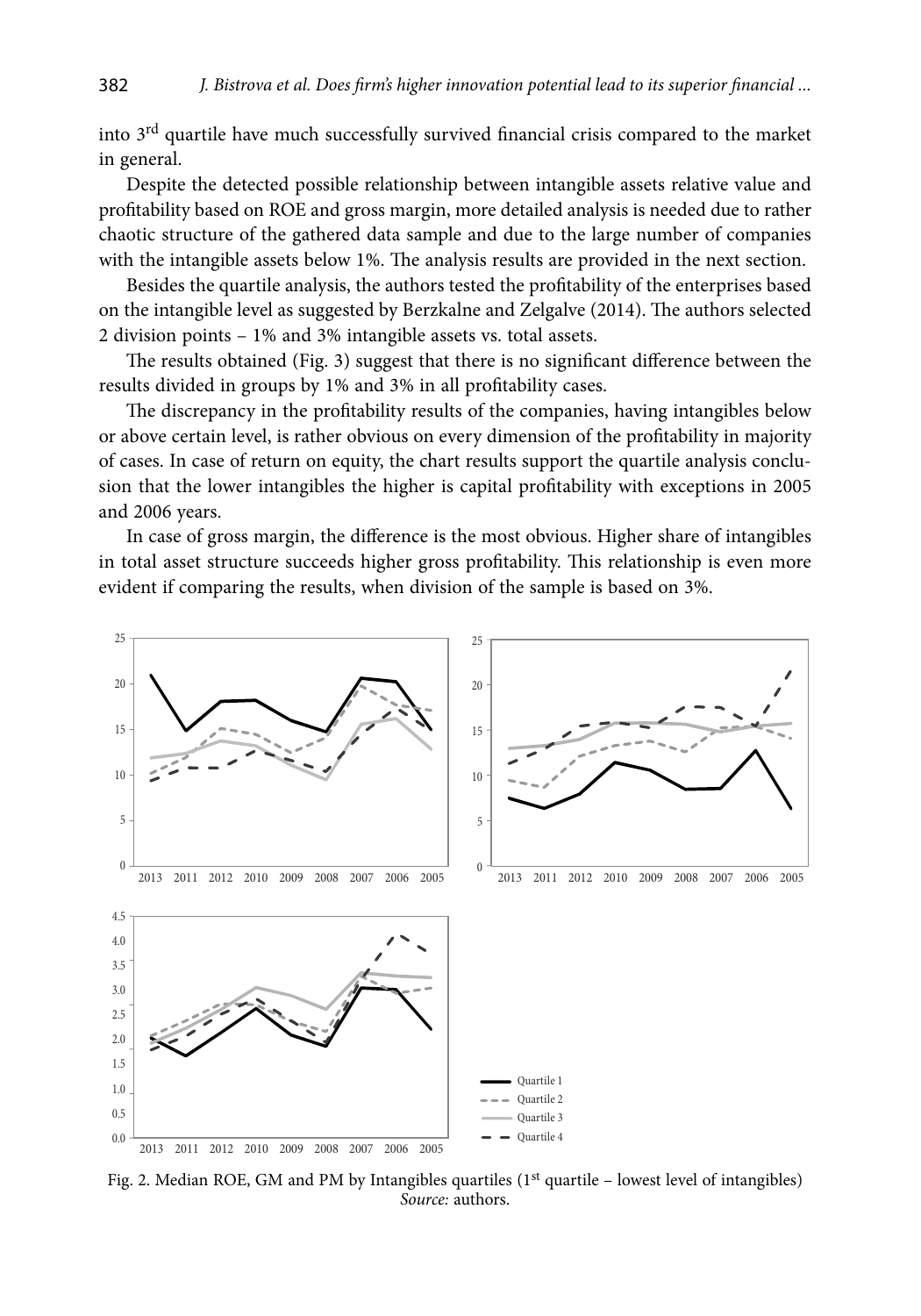into 3rd quartile have much successfully survived financial crisis compared to the market in general.

Despite the detected possible relationship between intangible assets relative value and profitability based on ROE and gross margin, more detailed analysis is needed due to rather chaotic structure of the gathered data sample and due to the large number of companies with the intangible assets below 1%. The analysis results are provided in the next section.

Besides the quartile analysis, the authors tested the profitability of the enterprises based on the intangible level as suggested by Berzkalne and Zelgalve (2014). The authors selected 2 division points – 1% and 3% intangible assets vs. total assets.

The results obtained (Fig. 3) suggest that there is no significant difference between the results divided in groups by 1% and 3% in all profitability cases.

The discrepancy in the profitability results of the companies, having intangibles below or above certain level, is rather obvious on every dimension of the profitability in majority of cases. In case of return on equity, the chart results support the quartile analysis conclusion that the lower intangibles the higher is capital profitability with exceptions in 2005 and 2006 years.

In case of gross margin, the difference is the most obvious. Higher share of intangibles in total asset structure succeeds higher gross profitability. This relationship is even more evident if comparing the results, when division of the sample is based on 3%.

Fig. 2. Median ROE, GM and PM by Intangibles quartiles (1st quartile – lowest level of intangibles)
*Source:* authors.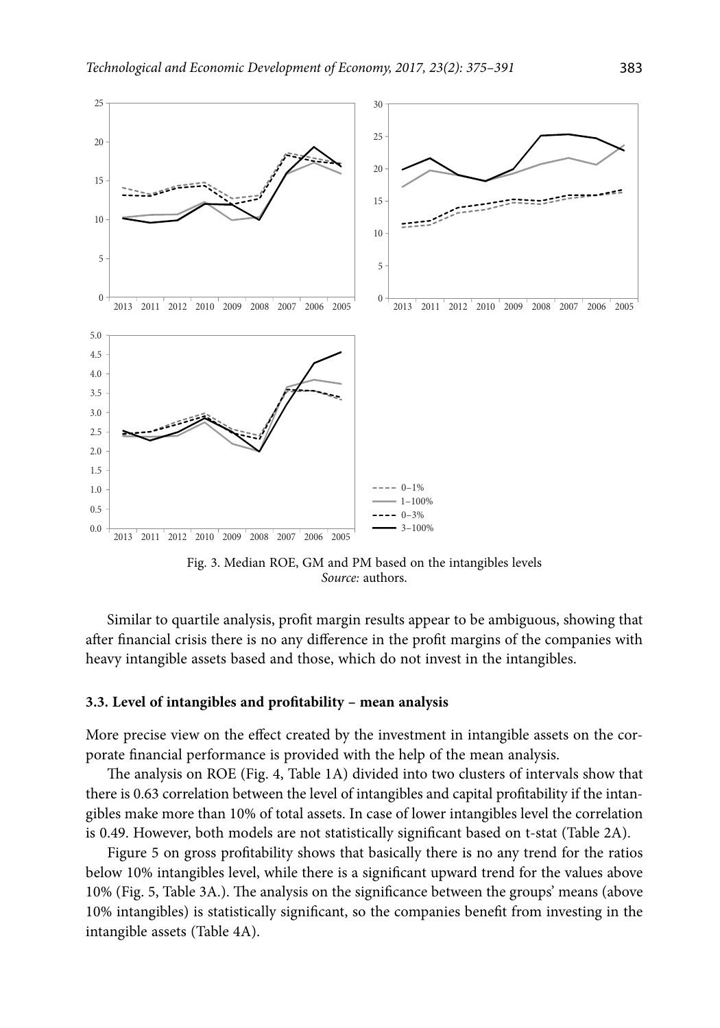Fig. 3. Median ROE, GM and PM based on the intangibles levels
*Source:* authors.

Similar to quartile analysis, profit margin results appear to be ambiguous, showing that after financial crisis there is no any difference in the profit margins of the companies with heavy intangible assets based and those, which do not invest in the intangibles.

### 3.3. Level of intangibles and profitability – mean analysis

More precise view on the effect created by the investment in intangible assets on the corporate financial performance is provided with the help of the mean analysis.

The analysis on ROE (Fig. 4, Table 1A) divided into two clusters of intervals show that there is 0.63 correlation between the level of intangibles and capital profitability if the intangibles make more than 10% of total assets. In case of lower intangibles level the correlation is 0.49. However, both models are not statistically significant based on t-stat (Table 2A).

Figure 5 on gross profitability shows that basically there is no any trend for the ratios below 10% intangibles level, while there is a significant upward trend for the values above 10% (Fig. 5, Table 3A.). The analysis on the significance between the groups' means (above 10% intangibles) is statistically significant, so the companies benefit from investing in the intangible assets (Table 4A).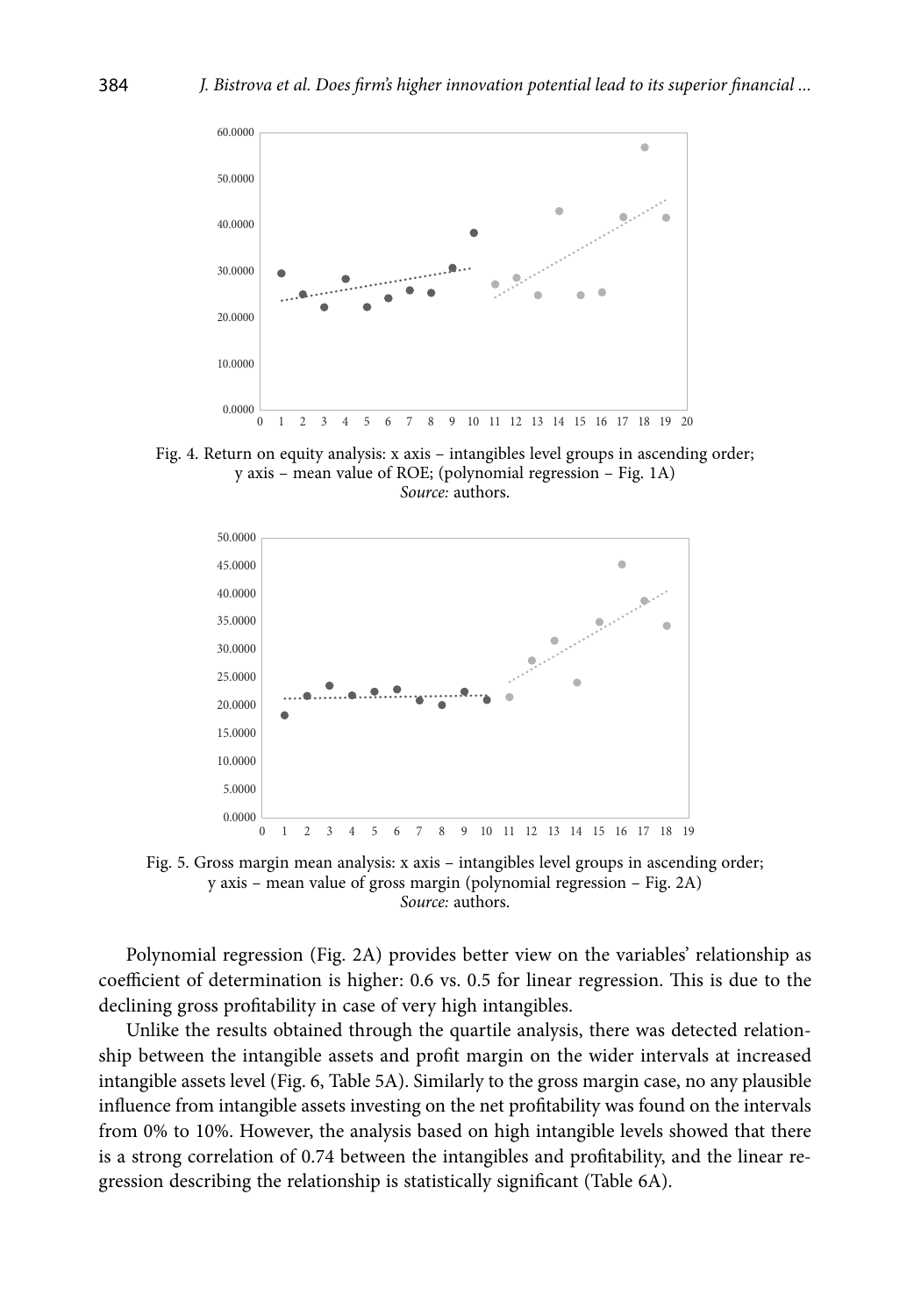Fig. 4. Return on equity analysis: x axis – intangibles level groups in ascending order; y axis – mean value of ROE; (polynomial regression – Fig. 1A)
*Source:* authors.

Fig. 5. Gross margin mean analysis: x axis – intangibles level groups in ascending order; y axis – mean value of gross margin (polynomial regression – Fig. 2A)
*Source:* authors.

Polynomial regression (Fig. 2A) provides better view on the variables' relationship as coefficient of determination is higher: 0.6 vs. 0.5 for linear regression. This is due to the declining gross profitability in case of very high intangibles.

Unlike the results obtained through the quartile analysis, there was detected relationship between the intangible assets and profit margin on the wider intervals at increased intangible assets level (Fig. 6, Table 5A). Similarly to the gross margin case, no any plausible influence from intangible assets investing on the net profitability was found on the intervals from 0% to 10%. However, the analysis based on high intangible levels showed that there is a strong correlation of 0.74 between the intangibles and profitability, and the linear regression describing the relationship is statistically significant (Table 6A).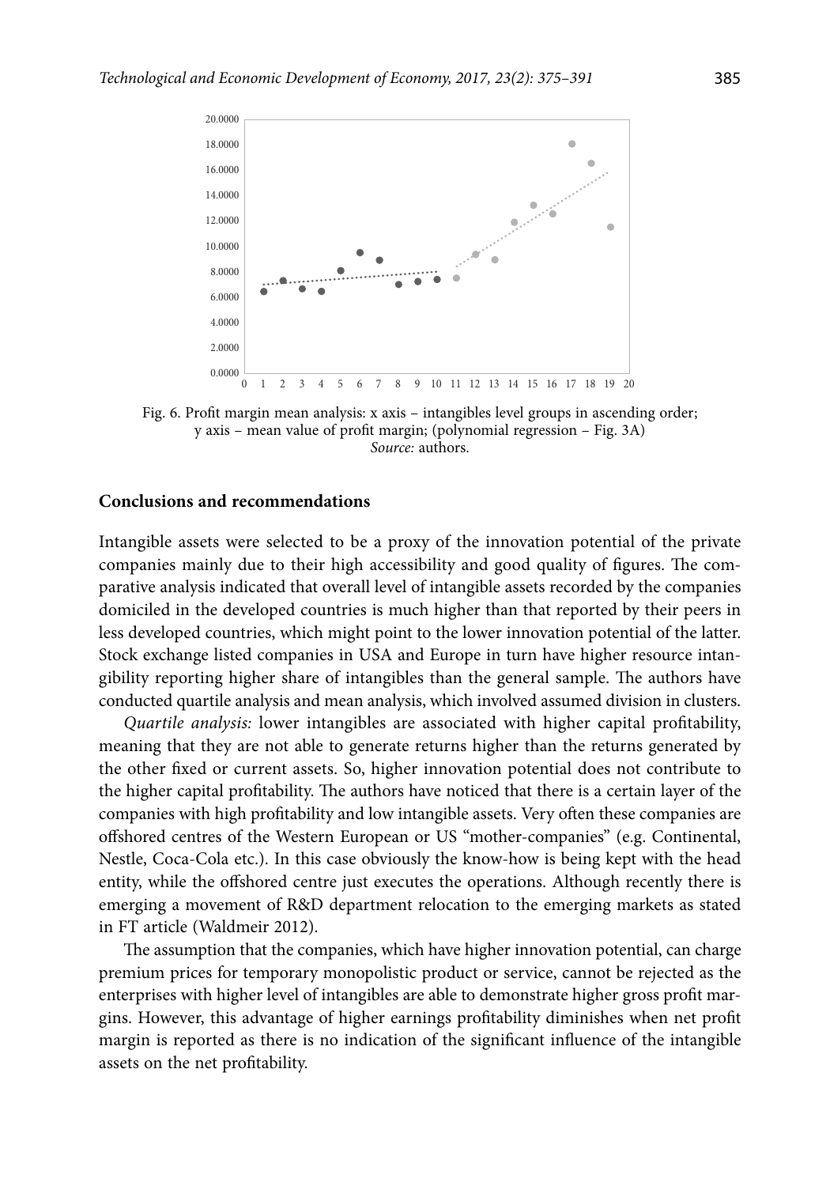Fig. 6. Profit margin mean analysis: x axis – intangibles level groups in ascending order; y axis – mean value of profit margin; (polynomial regression – Fig. 3A)
*Source:* authors.

## Conclusions and recommendations

Intangible assets were selected to be a proxy of the innovation potential of the private companies mainly due to their high accessibility and good quality of figures. The comparative analysis indicated that overall level of intangible assets recorded by the companies domiciled in the developed countries is much higher than that reported by their peers in less developed countries, which might point to the lower innovation potential of the latter. Stock exchange listed companies in USA and Europe in turn have higher resource intangibility reporting higher share of intangibles than the general sample. The authors have conducted quartile analysis and mean analysis, which involved assumed division in clusters.

*Quartile analysis:* lower intangibles are associated with higher capital profitability, meaning that they are not able to generate returns higher than the returns generated by the other fixed or current assets. So, higher innovation potential does not contribute to the higher capital profitability. The authors have noticed that there is a certain layer of the companies with high profitability and low intangible assets. Very often these companies are offshored centres of the Western European or US "mother-companies" (e.g. Continental, Nestle, Coca-Cola etc.). In this case obviously the know-how is being kept with the head entity, while the offshored centre just executes the operations. Although recently there is emerging a movement of R&D department relocation to the emerging markets as stated in FT article (Waldmeir 2012).

The assumption that the companies, which have higher innovation potential, can charge premium prices for temporary monopolistic product or service, cannot be rejected as the enterprises with higher level of intangibles are able to demonstrate higher gross profit margins. However, this advantage of higher earnings profitability diminishes when net profit margin is reported as there is no indication of the significant influence of the intangible assets on the net profitability.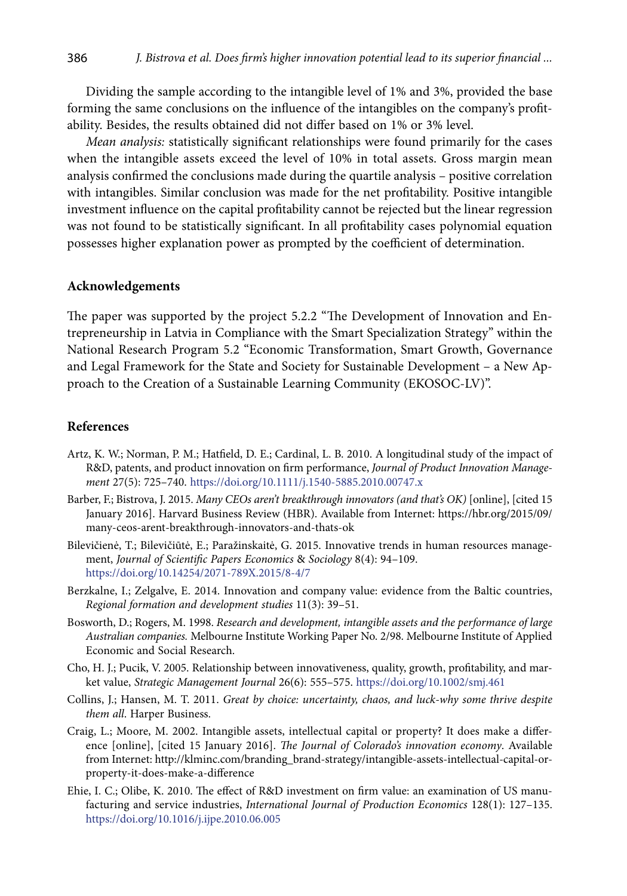Dividing the sample according to the intangible level of 1% and 3%, provided the base forming the same conclusions on the influence of the intangibles on the company's profitability. Besides, the results obtained did not differ based on 1% or 3% level.

*Mean analysis:* statistically significant relationships were found primarily for the cases when the intangible assets exceed the level of 10% in total assets. Gross margin mean analysis confirmed the conclusions made during the quartile analysis – positive correlation with intangibles. Similar conclusion was made for the net profitability. Positive intangible investment influence on the capital profitability cannot be rejected but the linear regression was not found to be statistically significant. In all profitability cases polynomial equation possesses higher explanation power as prompted by the coefficient of determination.

## Acknowledgements

The paper was supported by the project 5.2.2 "The Development of Innovation and Entrepreneurship in Latvia in Compliance with the Smart Specialization Strategy" within the National Research Program 5.2 "Economic Transformation, Smart Growth, Governance and Legal Framework for the State and Society for Sustainable Development – a New Approach to the Creation of a Sustainable Learning Community (EKOSOC-LV)".

## References

Artz, K. W.; Norman, P. M.; Hatfield, D. E.; Cardinal, L. B. 2010. A longitudinal study of the impact of R&D, patents, and product innovation on firm performance, *Journal of Product Innovation Management* 27(5): 725–740. https://doi.org/10.1111/j.1540-5885.2010.00747.x

Barber, F.; Bistrova, J. 2015. *Many CEOs aren't breakthrough innovators (and that's OK)* [online], [cited 15 January 2016]. Harvard Business Review (HBR). Available from Internet: https://hbr.org/2015/09/many-ceos-arent-breakthrough-innovators-and-thats-ok

Bilevičienė, T.; Bilevičiūtė, E.; Paražinskaitė, G. 2015. Innovative trends in human resources management, *Journal of Scientific Papers Economics & Sociology* 8(4): 94–109. https://doi.org/10.14254/2071-789X.2015/8-4/7

Berzkalne, I.; Zelgalve, E. 2014. Innovation and company value: evidence from the Baltic countries, *Regional formation and development studies* 11(3): 39–51.

Bosworth, D.; Rogers, M. 1998. *Research and development, intangible assets and the performance of large Australian companies.* Melbourne Institute Working Paper No. 2/98. Melbourne Institute of Applied Economic and Social Research.

Cho, H. J.; Pucik, V. 2005. Relationship between innovativeness, quality, growth, profitability, and market value, *Strategic Management Journal* 26(6): 555–575. https://doi.org/10.1002/smj.461

Collins, J.; Hansen, M. T. 2011. *Great by choice: uncertainty, chaos, and luck-why some thrive despite them all*. Harper Business.

Craig, L.; Moore, M. 2002. Intangible assets, intellectual capital or property? It does make a difference [online], [cited 15 January 2016]. *The Journal of Colorado's innovation economy*. Available from Internet: http://klminc.com/branding_brand-strategy/intangible-assets-intellectual-capital-or-property-it-does-make-a-difference

Ehie, I. C.; Olibe, K. 2010. The effect of R&D investment on firm value: an examination of US manufacturing and service industries, *International Journal of Production Economics* 128(1): 127–135. https://doi.org/10.1016/j.ijpe.2010.06.005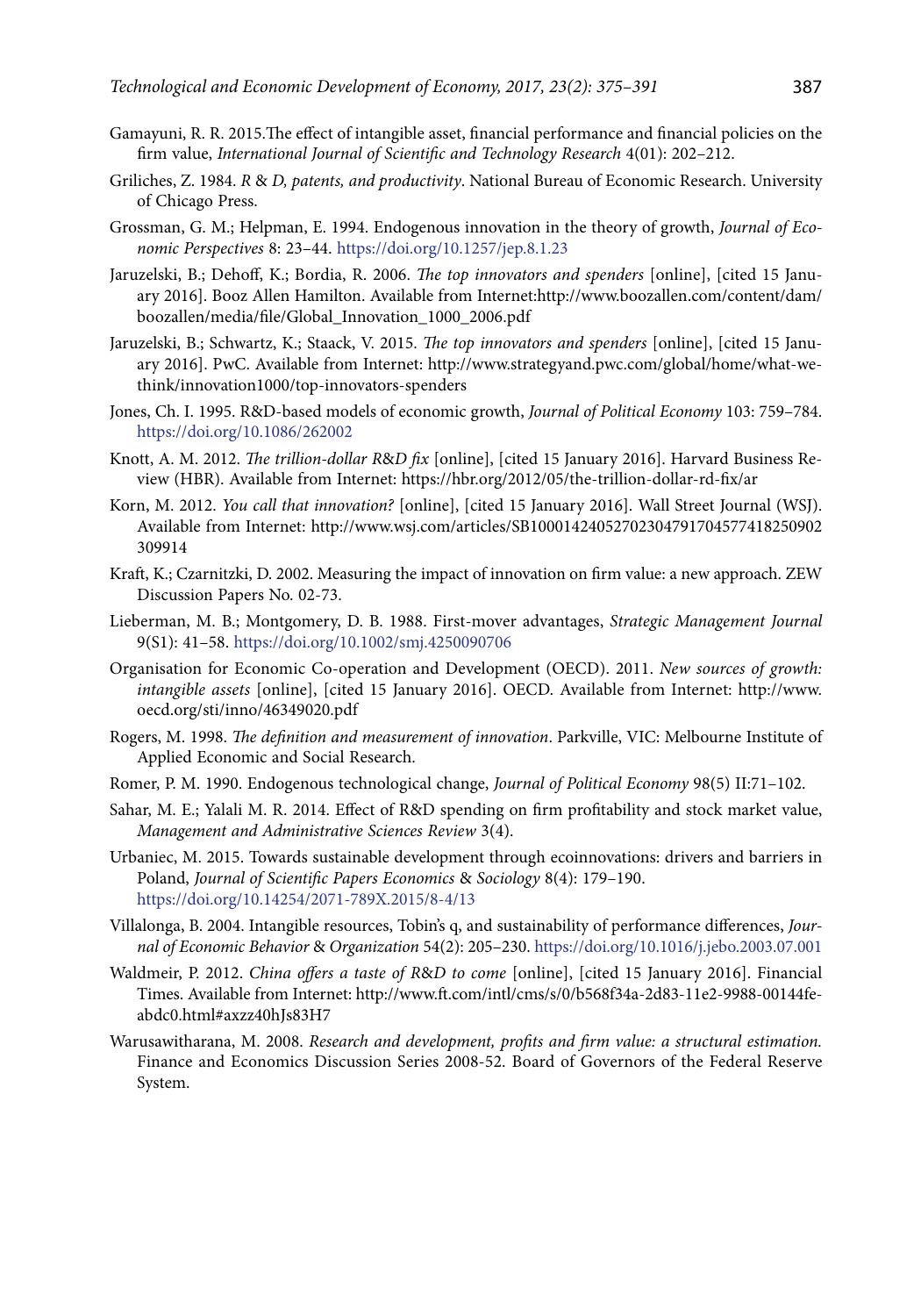Gamayuni, R. R. 2015.The effect of intangible asset, financial performance and financial policies on the firm value, *International Journal of Scientific and Technology Research* 4(01): 202–212.

Griliches, Z. 1984. *R & D, patents, and productivity*. National Bureau of Economic Research. University of Chicago Press.

Grossman, G. M.; Helpman, E. 1994. Endogenous innovation in the theory of growth, *Journal of Economic Perspectives* 8: 23–44. https://doi.org/10.1257/jep.8.1.23

Jaruzelski, B.; Dehoff, K.; Bordia, R. 2006. *The top innovators and spenders* [online], [cited 15 January 2016]. Booz Allen Hamilton. Available from Internet:http://www.boozallen.com/content/dam/boozallen/media/file/Global_Innovation_1000_2006.pdf

Jaruzelski, B.; Schwartz, K.; Staack, V. 2015. *The top innovators and spenders* [online], [cited 15 January 2016]. PwC. Available from Internet: http://www.strategyand.pwc.com/global/home/what-we-think/innovation1000/top-innovators-spenders

Jones, Ch. I. 1995. R&D-based models of economic growth, *Journal of Political Economy* 103: 759–784. https://doi.org/10.1086/262002

Knott, A. M. 2012. *The trillion-dollar R&D fix* [online], [cited 15 January 2016]. Harvard Business Review (HBR). Available from Internet: https://hbr.org/2012/05/the-trillion-dollar-rd-fix/ar

Korn, M. 2012. *You call that innovation?* [online], [cited 15 January 2016]. Wall Street Journal (WSJ). Available from Internet: http://www.wsj.com/articles/SB10001424052702304791704577418250902309914

Kraft, K.; Czarnitzki, D. 2002. Measuring the impact of innovation on firm value: a new approach. ZEW Discussion Papers No. 02-73.

Lieberman, M. B.; Montgomery, D. B. 1988. First-mover advantages, *Strategic Management Journal* 9(S1): 41–58. https://doi.org/10.1002/smj.4250090706

Organisation for Economic Co-operation and Development (OECD). 2011. *New sources of growth: intangible assets* [online], [cited 15 January 2016]. OECD. Available from Internet: http://www.oecd.org/sti/inno/46349020.pdf

Rogers, M. 1998. *The definition and measurement of innovation*. Parkville, VIC: Melbourne Institute of Applied Economic and Social Research.

Romer, P. M. 1990. Endogenous technological change, *Journal of Political Economy* 98(5) II:71–102.

Sahar, M. E.; Yalali M. R. 2014. Effect of R&D spending on firm profitability and stock market value, *Management and Administrative Sciences Review* 3(4).

Urbaniec, M. 2015. Towards sustainable development through ecoinnovations: drivers and barriers in Poland, *Journal of Scientific Papers Economics & Sociology* 8(4): 179–190. https://doi.org/10.14254/2071-789X.2015/8-4/13

Villalonga, B. 2004. Intangible resources, Tobin's q, and sustainability of performance differences, *Journal of Economic Behavior & Organization* 54(2): 205–230. https://doi.org/10.1016/j.jebo.2003.07.001

Waldmeir, P. 2012. *China offers a taste of R&D to come* [online], [cited 15 January 2016]. Financial Times. Available from Internet: http://www.ft.com/intl/cms/s/0/b568f34a-2d83-11e2-9988-00144feabdc0.html#axzz40hJs83H7

Warusawitharana, M. 2008. *Research and development, profits and firm value: a structural estimation.* Finance and Economics Discussion Series 2008-52. Board of Governors of the Federal Reserve System.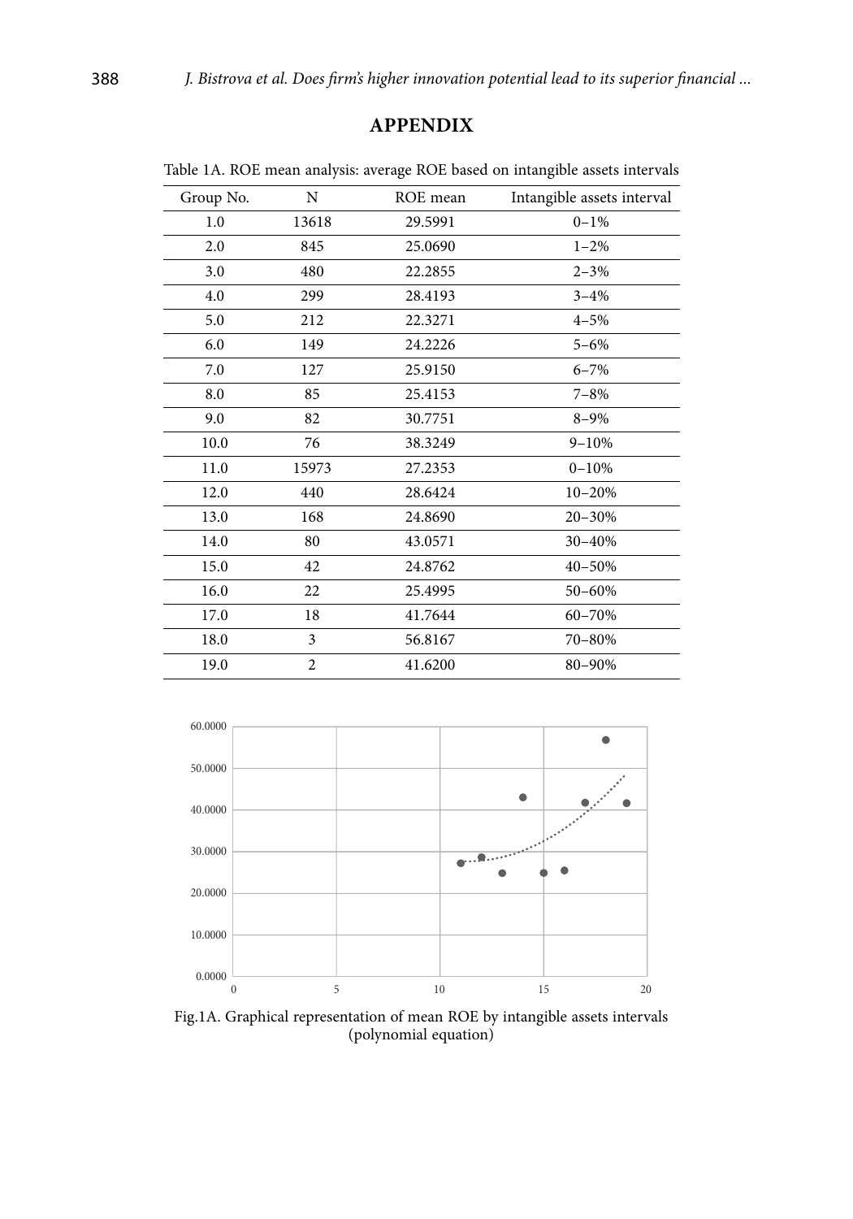## APPENDIX

Table 1A. ROE mean analysis: average ROE based on intangible assets intervals

| Group No. | N | ROE mean | Intangible assets interval |
|---|---|---|---|
| 1.0 | 13618 | 29.5991 | 0–1% |
| 2.0 | 845 | 25.0690 | 1–2% |
| 3.0 | 480 | 22.2855 | 2–3% |
| 4.0 | 299 | 28.4193 | 3–4% |
| 5.0 | 212 | 22.3271 | 4–5% |
| 6.0 | 149 | 24.2226 | 5–6% |
| 7.0 | 127 | 25.9150 | 6–7% |
| 8.0 | 85 | 25.4153 | 7–8% |
| 9.0 | 82 | 30.7751 | 8–9% |
| 10.0 | 76 | 38.3249 | 9–10% |
| 11.0 | 15973 | 27.2353 | 0–10% |
| 12.0 | 440 | 28.6424 | 10–20% |
| 13.0 | 168 | 24.8690 | 20–30% |
| 14.0 | 80 | 43.0571 | 30–40% |
| 15.0 | 42 | 24.8762 | 40–50% |
| 16.0 | 22 | 25.4995 | 50–60% |
| 17.0 | 18 | 41.7644 | 60–70% |
| 18.0 | 3 | 56.8167 | 70–80% |
| 19.0 | 2 | 41.6200 | 80–90% |

Fig.1A. Graphical representation of mean ROE by intangible assets intervals (polynomial equation)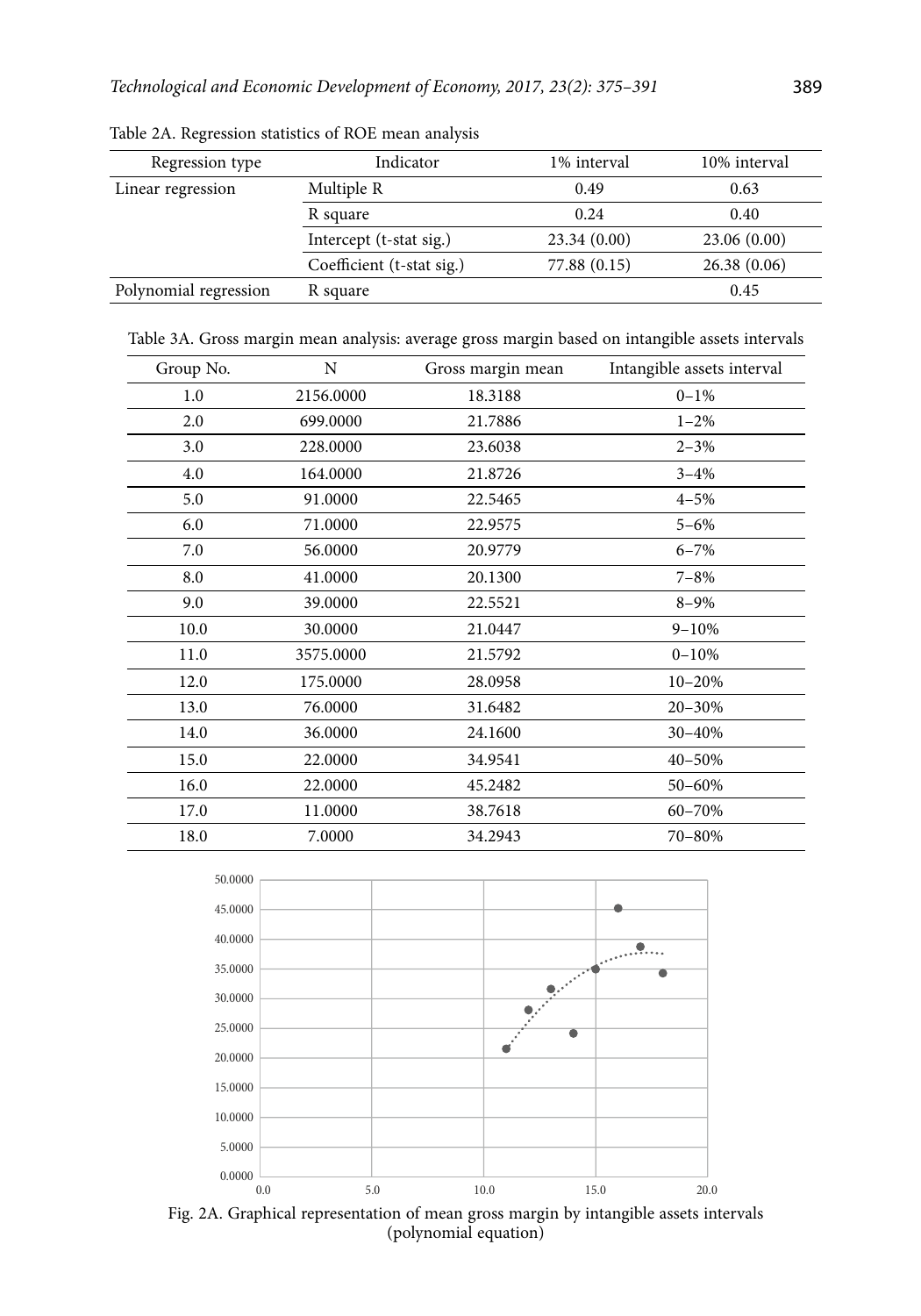Table 2A. Regression statistics of ROE mean analysis

| Regression type | Indicator | 1% interval | 10% interval |
|---|---|---|---|
| Linear regression | Multiple R | 0.49 | 0.63 |
| | R square | 0.24 | 0.40 |
| | Intercept (t-stat sig.) | 23.34 (0.00) | 23.06 (0.00) |
| | Coefficient (t-stat sig.) | 77.88 (0.15) | 26.38 (0.06) |
| Polynomial regression | R square | | 0.45 |

Table 3A. Gross margin mean analysis: average gross margin based on intangible assets intervals

| Group No. | N | Gross margin mean | Intangible assets interval |
|---|---|---|---|
| 1.0 | 2156.0000 | 18.3188 | 0–1% |
| 2.0 | 699.0000 | 21.7886 | 1–2% |
| 3.0 | 228.0000 | 23.6038 | 2–3% |
| 4.0 | 164.0000 | 21.8726 | 3–4% |
| 5.0 | 91.0000 | 22.5465 | 4–5% |
| 6.0 | 71.0000 | 22.9575 | 5–6% |
| 7.0 | 56.0000 | 20.9779 | 6–7% |
| 8.0 | 41.0000 | 20.1300 | 7–8% |
| 9.0 | 39.0000 | 22.5521 | 8–9% |
| 10.0 | 30.0000 | 21.0447 | 9–10% |
| 11.0 | 3575.0000 | 21.5792 | 0–10% |
| 12.0 | 175.0000 | 28.0958 | 10–20% |
| 13.0 | 76.0000 | 31.6482 | 20–30% |
| 14.0 | 36.0000 | 24.1600 | 30–40% |
| 15.0 | 22.0000 | 34.9541 | 40–50% |
| 16.0 | 22.0000 | 45.2482 | 50–60% |
| 17.0 | 11.0000 | 38.7618 | 60–70% |
| 18.0 | 7.0000 | 34.2943 | 70–80% |

Fig. 2A. Graphical representation of mean gross margin by intangible assets intervals (polynomial equation)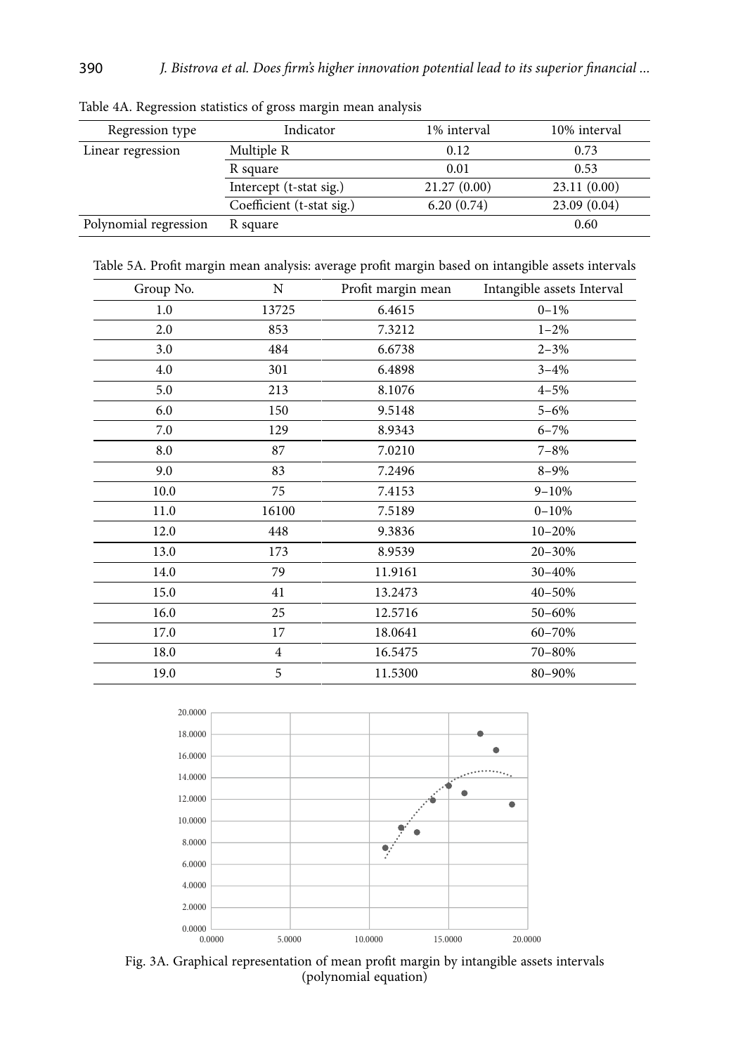Table 4A. Regression statistics of gross margin mean analysis

| Regression type | Indicator | 1% interval | 10% interval |
|---|---|---|---|
| Linear regression | Multiple R | 0.12 | 0.73 |
| | R square | 0.01 | 0.53 |
| | Intercept (t-stat sig.) | 21.27 (0.00) | 23.11 (0.00) |
| | Coefficient (t-stat sig.) | 6.20 (0.74) | 23.09 (0.04) |
| Polynomial regression | R square | | 0.60 |

Table 5A. Profit margin mean analysis: average profit margin based on intangible assets intervals

| Group No. | N | Profit margin mean | Intangible assets Interval |
|---|---|---|---|
| 1.0 | 13725 | 6.4615 | 0–1% |
| 2.0 | 853 | 7.3212 | 1–2% |
| 3.0 | 484 | 6.6738 | 2–3% |
| 4.0 | 301 | 6.4898 | 3–4% |
| 5.0 | 213 | 8.1076 | 4–5% |
| 6.0 | 150 | 9.5148 | 5–6% |
| 7.0 | 129 | 8.9343 | 6–7% |
| 8.0 | 87 | 7.0210 | 7–8% |
| 9.0 | 83 | 7.2496 | 8–9% |
| 10.0 | 75 | 7.4153 | 9–10% |
| 11.0 | 16100 | 7.5189 | 0–10% |
| 12.0 | 448 | 9.3836 | 10–20% |
| 13.0 | 173 | 8.9539 | 20–30% |
| 14.0 | 79 | 11.9161 | 30–40% |
| 15.0 | 41 | 13.2473 | 40–50% |
| 16.0 | 25 | 12.5716 | 50–60% |
| 17.0 | 17 | 18.0641 | 60–70% |
| 18.0 | 4 | 16.5475 | 70–80% |
| 19.0 | 5 | 11.5300 | 80–90% |

Fig. 3A. Graphical representation of mean profit margin by intangible assets intervals (polynomial equation)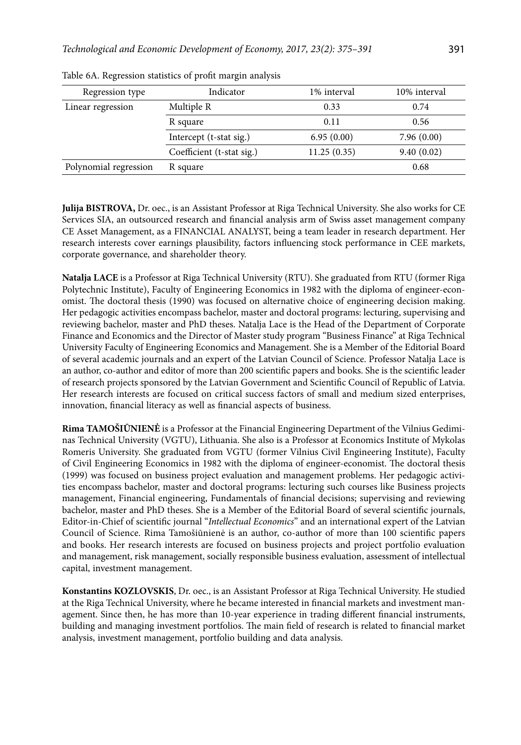Table 6A. Regression statistics of profit margin analysis

| Regression type | Indicator | 1% interval | 10% interval |
|---|---|---|---|
| Linear regression | Multiple R | 0.33 | 0.74 |
| | R square | 0.11 | 0.56 |
| | Intercept (t-stat sig.) | 6.95 (0.00) | 7.96 (0.00) |
| | Coefficient (t-stat sig.) | 11.25 (0.35) | 9.40 (0.02) |
| Polynomial regression | R square | | 0.68 |

**Julija BISTROVA,** Dr. oec., is an Assistant Professor at Riga Technical University. She also works for CE Services SIA, an outsourced research and financial analysis arm of Swiss asset management company CE Asset Management, as a FINANCIAL ANALYST, being a team leader in research department. Her research interests cover earnings plausibility, factors influencing stock performance in CEE markets, corporate governance, and shareholder theory.

**Natalja LACE** is a Professor at Riga Technical University (RTU). She graduated from RTU (former Riga Polytechnic Institute), Faculty of Engineering Economics in 1982 with the diploma of engineer-economist. The doctoral thesis (1990) was focused on alternative choice of engineering decision making. Her pedagogic activities encompass bachelor, master and doctoral programs: lecturing, supervising and reviewing bachelor, master and PhD theses. Natalja Lace is the Head of the Department of Corporate Finance and Economics and the Director of Master study program "Business Finance" at Riga Technical University Faculty of Engineering Economics and Management. She is a Member of the Editorial Board of several academic journals and an expert of the Latvian Council of Science. Professor Natalja Lace is an author, co-author and editor of more than 200 scientific papers and books. She is the scientific leader of research projects sponsored by the Latvian Government and Scientific Council of Republic of Latvia. Her research interests are focused on critical success factors of small and medium sized enterprises, innovation, financial literacy as well as financial aspects of business.

**Rima TAMOŠIŪNIENĖ** is a Professor at the Financial Engineering Department of the Vilnius Gediminas Technical University (VGTU), Lithuania. She also is a Professor at Economics Institute of Mykolas Romeris University. She graduated from VGTU (former Vilnius Civil Engineering Institute), Faculty of Civil Engineering Economics in 1982 with the diploma of engineer-economist. The doctoral thesis (1999) was focused on business project evaluation and management problems. Her pedagogic activities encompass bachelor, master and doctoral programs: lecturing such courses like Business projects management, Financial engineering, Fundamentals of financial decisions; supervising and reviewing bachelor, master and PhD theses. She is a Member of the Editorial Board of several scientific journals, Editor-in-Chief of scientific journal "*Intellectual Economics*" and an international expert of the Latvian Council of Science. Rima Tamošiūnienė is an author, co-author of more than 100 scientific papers and books. Her research interests are focused on business projects and project portfolio evaluation and management, risk management, socially responsible business evaluation, assessment of intellectual capital, investment management.

**Konstantins KOZLOVSKIS**, Dr. oec., is an Assistant Professor at Riga Technical University. He studied at the Riga Technical University, where he became interested in financial markets and investment management. Since then, he has more than 10-year experience in trading different financial instruments, building and managing investment portfolios. The main field of research is related to financial market analysis, investment management, portfolio building and data analysis.